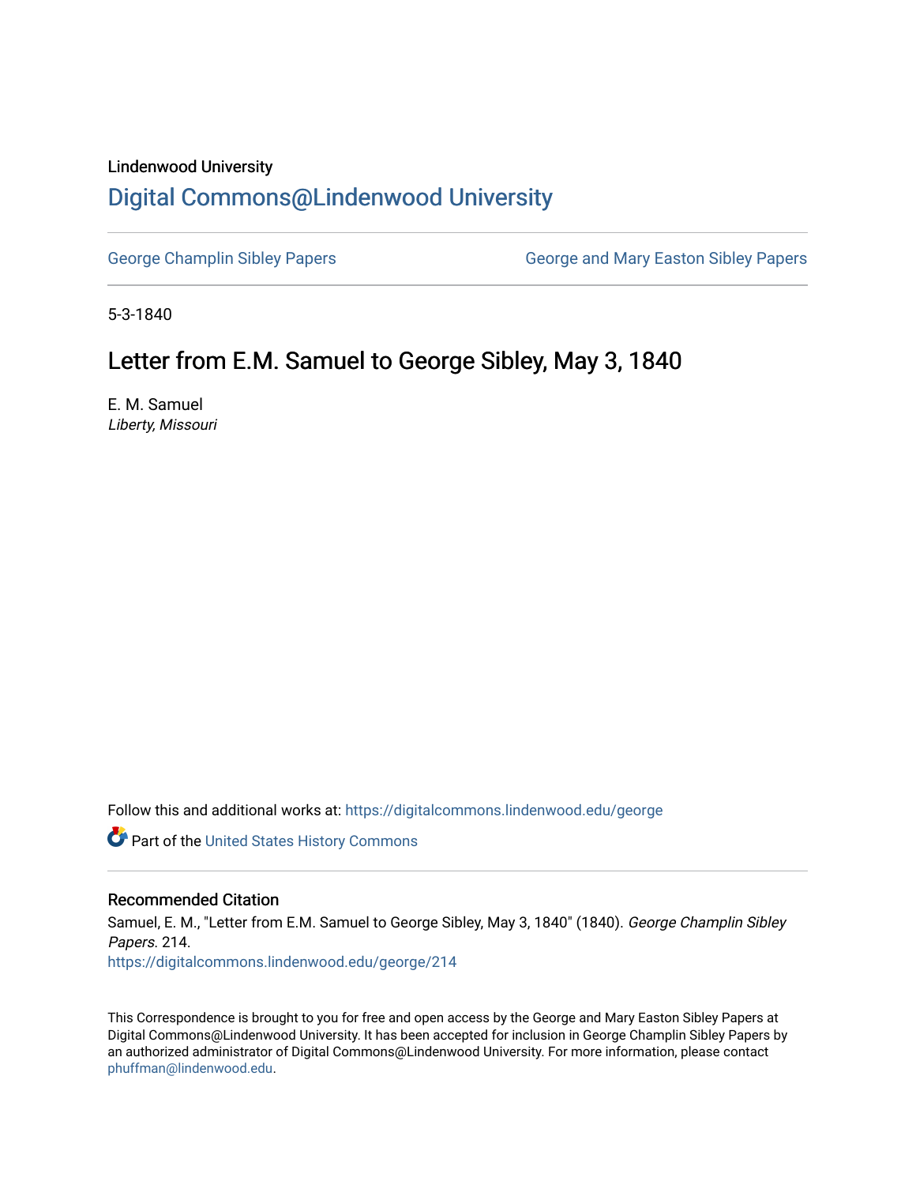Lindenwood University

# Digital Commons@Lindenwood University

George Champlin Sibley Papers

George and Mary Easton Sibley Papers

5-3-1840

## Letter from E.M. Samuel to George Sibley, May 3, 1840

E. M. Samuel
*Liberty, Missouri*

Follow this and additional works at: https://digitalcommons.lindenwood.edu/george

Part of the United States History Commons

### Recommended Citation

Samuel, E. M., "Letter from E.M. Samuel to George Sibley, May 3, 1840" (1840). *George Champlin Sibley Papers*. 214.
https://digitalcommons.lindenwood.edu/george/214

This Correspondence is brought to you for free and open access by the George and Mary Easton Sibley Papers at Digital Commons@Lindenwood University. It has been accepted for inclusion in George Champlin Sibley Papers by an authorized administrator of Digital Commons@Lindenwood University. For more information, please contact phuffman@lindenwood.edu.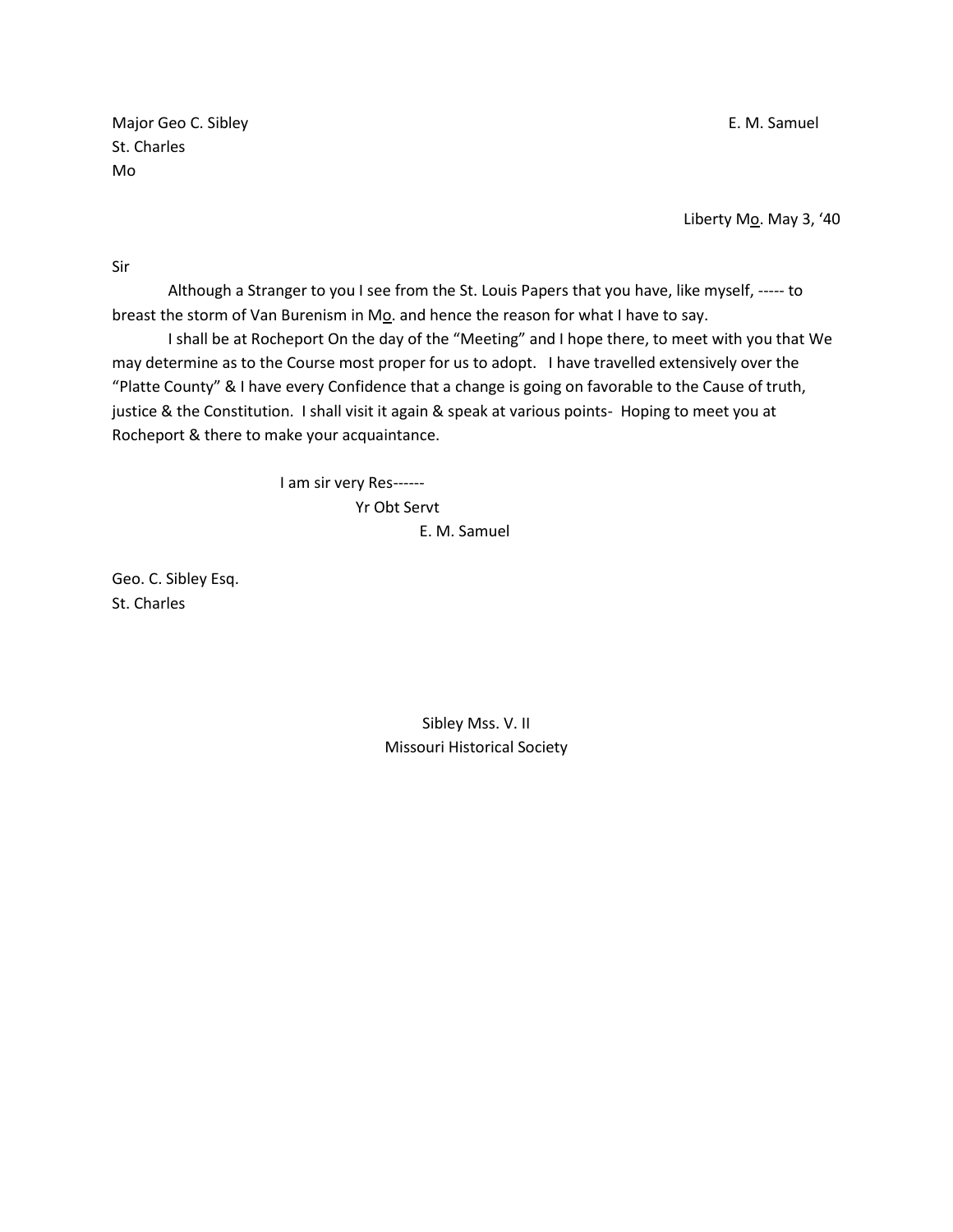Major Geo C. Sibley  
St. Charles  
Mo

E. M. Samuel

Liberty Mo. May 3, '40

Sir

Although a Stranger to you I see from the St. Louis Papers that you have, like myself, ----- to breast the storm of Van Burenism in Mo. and hence the reason for what I have to say.

I shall be at Rocheport On the day of the "Meeting" and I hope there, to meet with you that We may determine as to the Course most proper for us to adopt. I have travelled extensively over the "Platte County" & I have every Confidence that a change is going on favorable to the Cause of truth, justice & the Constitution. I shall visit it again & speak at various points- Hoping to meet you at Rocheport & there to make your acquaintance.

I am sir very Res------  
Yr Obt Servt  
E. M. Samuel

Geo. C. Sibley Esq.  
St. Charles

Sibley Mss. V. II  
Missouri Historical Society